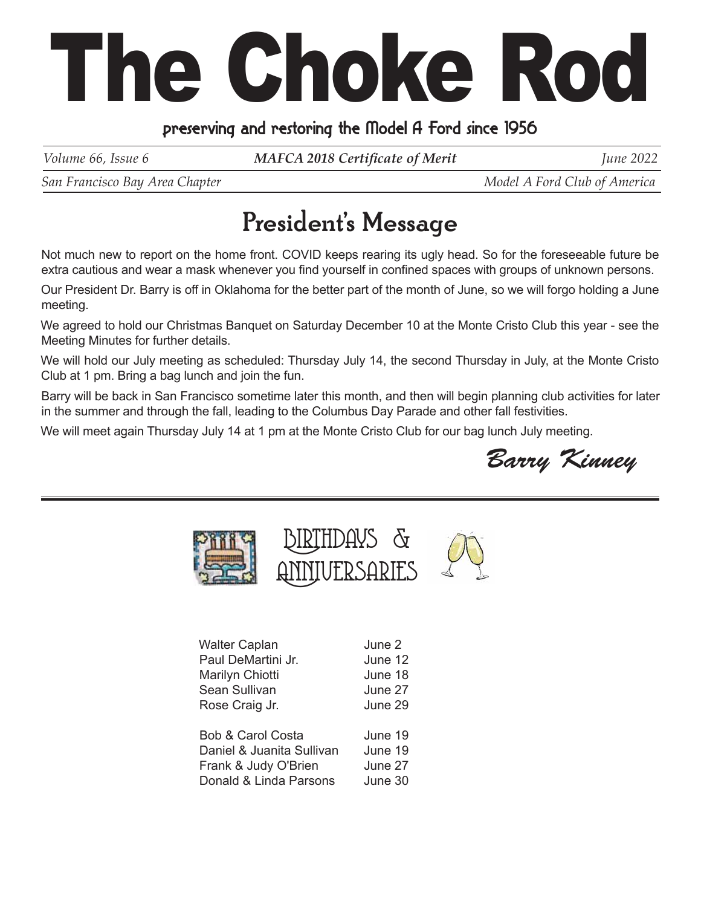# The Choke Rod

preserving and restoring the Model A Ford since 1956

*Volume 66, Issue 6* | ***MAFCA 2018 Certificate of Merit*** | *June 2022*

*San Francisco Bay Area Chapter* | *Model A Ford Club of America*

## President's Message

Not much new to report on the home front. COVID keeps rearing its ugly head. So for the foreseeable future be extra cautious and wear a mask whenever you find yourself in confined spaces with groups of unknown persons.

Our President Dr. Barry is off in Oklahoma for the better part of the month of June, so we will forgo holding a June meeting.

We agreed to hold our Christmas Banquet on Saturday December 10 at the Monte Cristo Club this year - see the Meeting Minutes for further details.

We will hold our July meeting as scheduled: Thursday July 14, the second Thursday in July, at the Monte Cristo Club at 1 pm. Bring a bag lunch and join the fun.

Barry will be back in San Francisco sometime later this month, and then will begin planning club activities for later in the summer and through the fall, leading to the Columbus Day Parade and other fall festivities.

We will meet again Thursday July 14 at 1 pm at the Monte Cristo Club for our bag lunch July meeting.

*Barry Kinney*

---

## Birthdays & Anniversaries

| | |
|---|---|
| Walter Caplan | June 2 |
| Paul DeMartini Jr. | June 12 |
| Marilyn Chiotti | June 18 |
| Sean Sullivan | June 27 |
| Rose Craig Jr. | June 29 |

| | |
|---|---|
| Bob & Carol Costa | June 19 |
| Daniel & Juanita Sullivan | June 19 |
| Frank & Judy O'Brien | June 27 |
| Donald & Linda Parsons | June 30 |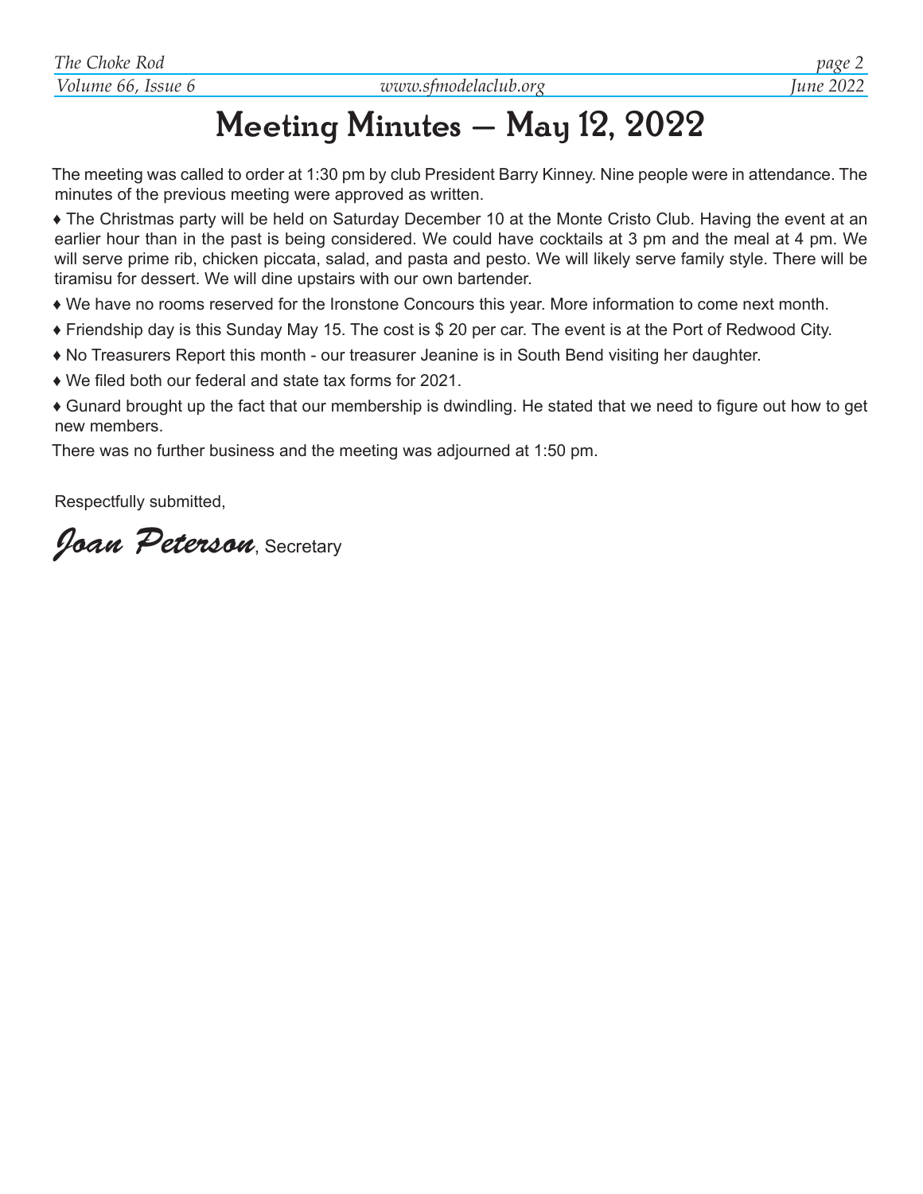# Meeting Minutes — May 12, 2022

The meeting was called to order at 1:30 pm by club President Barry Kinney. Nine people were in attendance. The minutes of the previous meeting were approved as written.

♦ The Christmas party will be held on Saturday December 10 at the Monte Cristo Club. Having the event at an earlier hour than in the past is being considered. We could have cocktails at 3 pm and the meal at 4 pm. We will serve prime rib, chicken piccata, salad, and pasta and pesto. We will likely serve family style. There will be tiramisu for dessert. We will dine upstairs with our own bartender.

♦ We have no rooms reserved for the Ironstone Concours this year. More information to come next month.

♦ Friendship day is this Sunday May 15. The cost is $ 20 per car. The event is at the Port of Redwood City.

♦ No Treasurers Report this month - our treasurer Jeanine is in South Bend visiting her daughter.

♦ We filed both our federal and state tax forms for 2021.

♦ Gunard brought up the fact that our membership is dwindling. He stated that we need to figure out how to get new members.

There was no further business and the meeting was adjourned at 1:50 pm.

Respectfully submitted,

*Joan Peterson*, Secretary